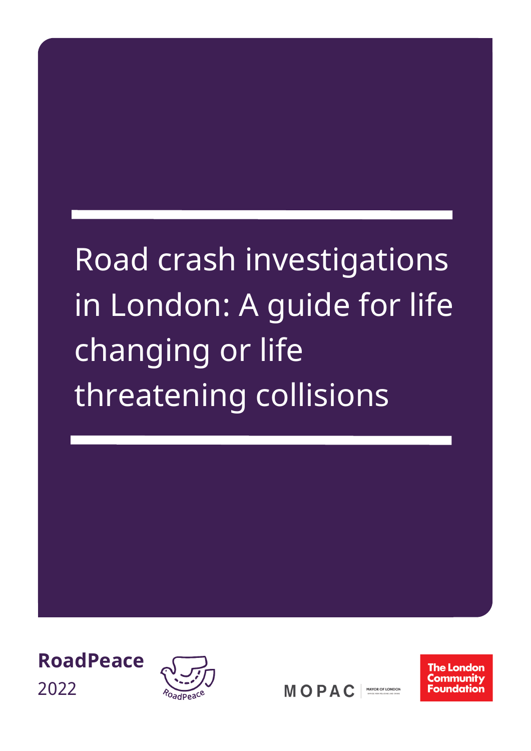# Road crash investigations in London: A guide for life changing or life threatening collisions

**RoadPeace**

2022

MOPAC | MAYOR OF LONDON OFFICE FOR POLICING AND CRIME

The London Community Foundation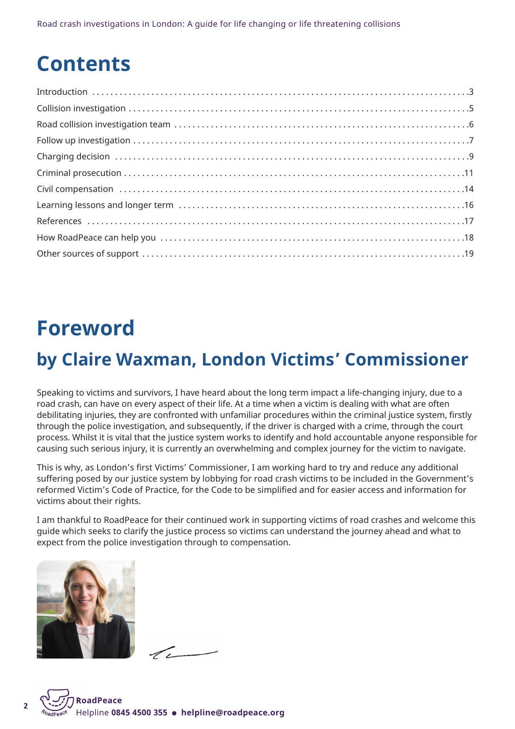# Contents

- Introduction ... 3
- Collision investigation ... 5
- Road collision investigation team ... 6
- Follow up investigation ... 7
- Charging decision ... 9
- Criminal prosecution ... 11
- Civil compensation ... 14
- Learning lessons and longer term ... 16
- References ... 17
- How RoadPeace can help you ... 18
- Other sources of support ... 19

# Foreword

## by Claire Waxman, London Victims' Commissioner

Speaking to victims and survivors, I have heard about the long term impact a life-changing injury, due to a road crash, can have on every aspect of their life. At a time when a victim is dealing with what are often debilitating injuries, they are confronted with unfamiliar procedures within the criminal justice system, firstly through the police investigation, and subsequently, if the driver is charged with a crime, through the court process. Whilst it is vital that the justice system works to identify and hold accountable anyone responsible for causing such serious injury, it is currently an overwhelming and complex journey for the victim to navigate.

This is why, as London's first Victims' Commissioner, I am working hard to try and reduce any additional suffering posed by our justice system by lobbying for road crash victims to be included in the Government's reformed Victim's Code of Practice, for the Code to be simplified and for easier access and information for victims about their rights.

I am thankful to RoadPeace for their continued work in supporting victims of road crashes and welcome this guide which seeks to clarify the justice process so victims can understand the journey ahead and what to expect from the police investigation through to compensation.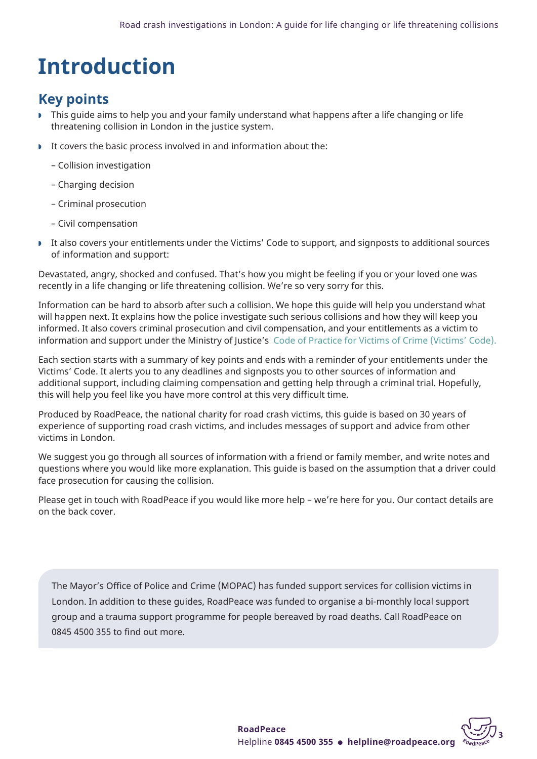# Introduction

## Key points

- This guide aims to help you and your family understand what happens after a life changing or life threatening collision in London in the justice system.
- It covers the basic process involved in and information about the:
  - – Collision investigation
  - – Charging decision
  - – Criminal prosecution
  - – Civil compensation
- It also covers your entitlements under the Victims' Code to support, and signposts to additional sources of information and support:

Devastated, angry, shocked and confused. That's how you might be feeling if you or your loved one was recently in a life changing or life threatening collision. We're so very sorry for this.

Information can be hard to absorb after such a collision. We hope this guide will help you understand what will happen next. It explains how the police investigate such serious collisions and how they will keep you informed. It also covers criminal prosecution and civil compensation, and your entitlements as a victim to information and support under the Ministry of Justice's Code of Practice for Victims of Crime (Victims' Code).

Each section starts with a summary of key points and ends with a reminder of your entitlements under the Victims' Code. It alerts you to any deadlines and signposts you to other sources of information and additional support, including claiming compensation and getting help through a criminal trial. Hopefully, this will help you feel like you have more control at this very difficult time.

Produced by RoadPeace, the national charity for road crash victims, this guide is based on 30 years of experience of supporting road crash victims, and includes messages of support and advice from other victims in London.

We suggest you go through all sources of information with a friend or family member, and write notes and questions where you would like more explanation. This guide is based on the assumption that a driver could face prosecution for causing the collision.

Please get in touch with RoadPeace if you would like more help – we're here for you. Our contact details are on the back cover.

The Mayor's Office of Police and Crime (MOPAC) has funded support services for collision victims in London. In addition to these guides, RoadPeace was funded to organise a bi-monthly local support group and a trauma support programme for people bereaved by road deaths. Call RoadPeace on 0845 4500 355 to find out more.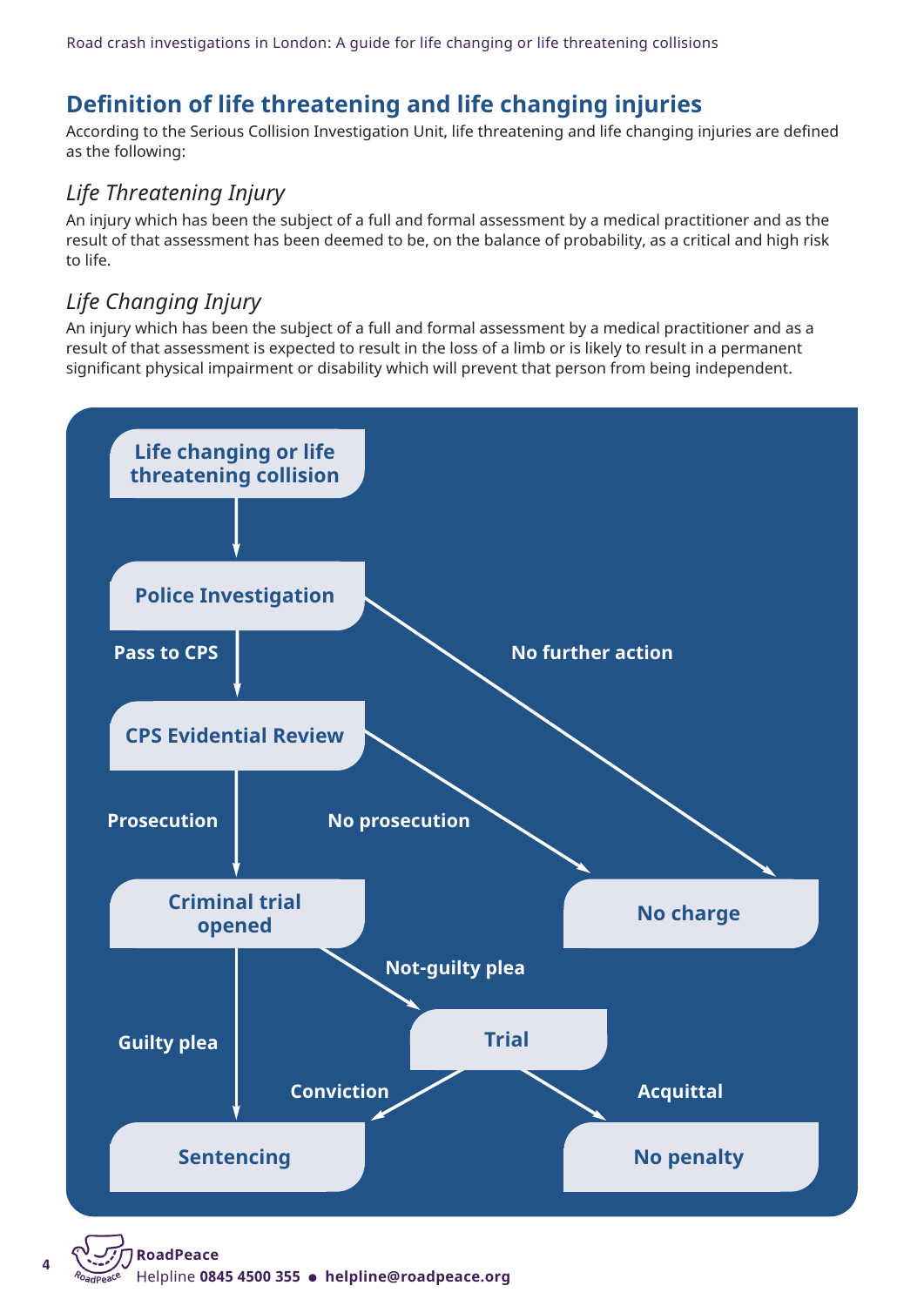## Definition of life threatening and life changing injuries

According to the Serious Collision Investigation Unit, life threatening and life changing injuries are defined as the following:

### *Life Threatening Injury*

An injury which has been the subject of a full and formal assessment by a medical practitioner and as the result of that assessment has been deemed to be, on the balance of probability, as a critical and high risk to life.

### *Life Changing Injury*

An injury which has been the subject of a full and formal assessment by a medical practitioner and as a result of that assessment is expected to result in the loss of a limb or is likely to result in a permanent significant physical impairment or disability which will prevent that person from being independent.

**Life changing or life threatening collision**

**Police Investigation**

**Pass to CPS**

**No further action**

**CPS Evidential Review**

**Prosecution**

**No prosecution**

**Criminal trial opened**

**No charge**

**Not-guilty plea**

**Guilty plea**

**Trial**

**Conviction**

**Acquittal**

**Sentencing**

**No penalty**

**RoadPeace**
Helpline **0845 4500 355** • **helpline@roadpeace.org**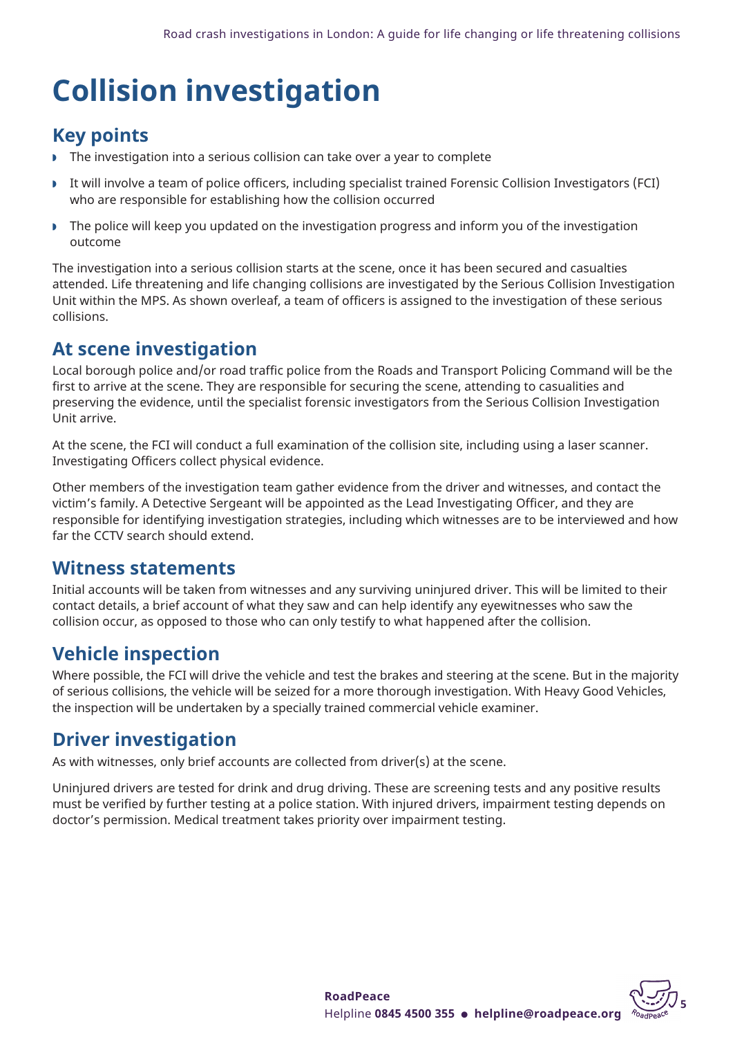# Collision investigation

## Key points

- The investigation into a serious collision can take over a year to complete
- It will involve a team of police officers, including specialist trained Forensic Collision Investigators (FCI) who are responsible for establishing how the collision occurred
- The police will keep you updated on the investigation progress and inform you of the investigation outcome

The investigation into a serious collision starts at the scene, once it has been secured and casualties attended. Life threatening and life changing collisions are investigated by the Serious Collision Investigation Unit within the MPS. As shown overleaf, a team of officers is assigned to the investigation of these serious collisions.

## At scene investigation

Local borough police and/or road traffic police from the Roads and Transport Policing Command will be the first to arrive at the scene. They are responsible for securing the scene, attending to casualities and preserving the evidence, until the specialist forensic investigators from the Serious Collision Investigation Unit arrive.

At the scene, the FCI will conduct a full examination of the collision site, including using a laser scanner. Investigating Officers collect physical evidence.

Other members of the investigation team gather evidence from the driver and witnesses, and contact the victim's family. A Detective Sergeant will be appointed as the Lead Investigating Officer, and they are responsible for identifying investigation strategies, including which witnesses are to be interviewed and how far the CCTV search should extend.

## Witness statements

Initial accounts will be taken from witnesses and any surviving uninjured driver. This will be limited to their contact details, a brief account of what they saw and can help identify any eyewitnesses who saw the collision occur, as opposed to those who can only testify to what happened after the collision.

## Vehicle inspection

Where possible, the FCI will drive the vehicle and test the brakes and steering at the scene. But in the majority of serious collisions, the vehicle will be seized for a more thorough investigation. With Heavy Good Vehicles, the inspection will be undertaken by a specially trained commercial vehicle examiner.

## Driver investigation

As with witnesses, only brief accounts are collected from driver(s) at the scene.

Uninjured drivers are tested for drink and drug driving. These are screening tests and any positive results must be verified by further testing at a police station. With injured drivers, impairment testing depends on doctor's permission. Medical treatment takes priority over impairment testing.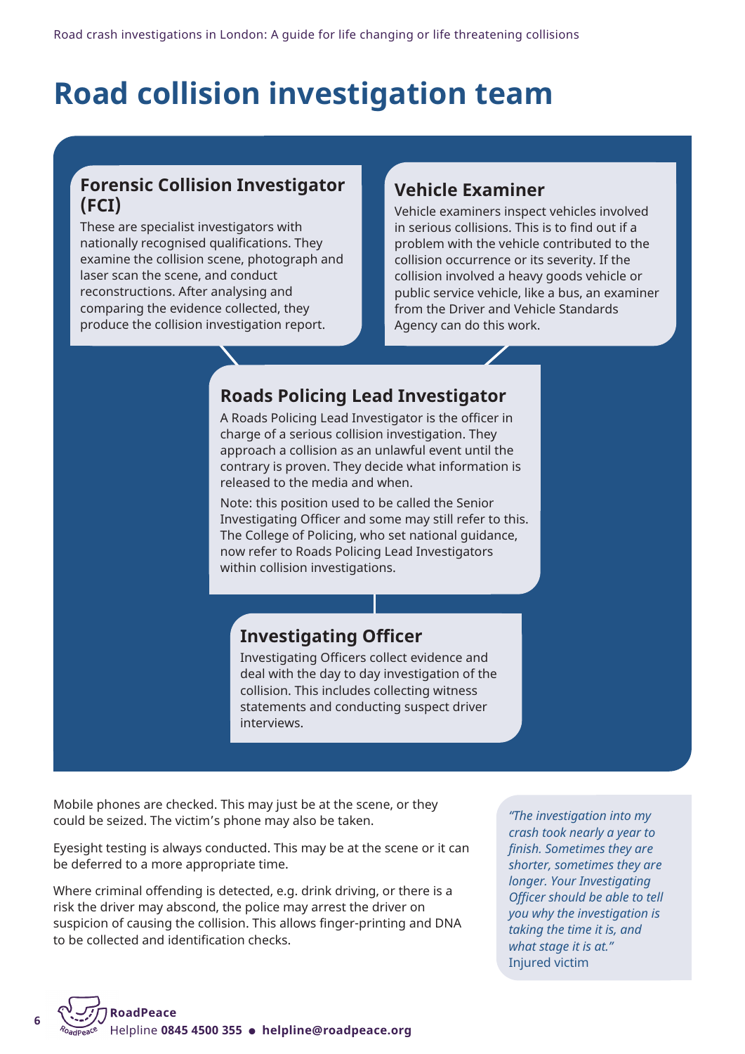# Road collision investigation team

### Forensic Collision Investigator (FCI)

These are specialist investigators with nationally recognised qualifications. They examine the collision scene, photograph and laser scan the scene, and conduct reconstructions. After analysing and comparing the evidence collected, they produce the collision investigation report.

### Vehicle Examiner

Vehicle examiners inspect vehicles involved in serious collisions. This is to find out if a problem with the vehicle contributed to the collision occurrence or its severity. If the collision involved a heavy goods vehicle or public service vehicle, like a bus, an examiner from the Driver and Vehicle Standards Agency can do this work.

### Roads Policing Lead Investigator

A Roads Policing Lead Investigator is the officer in charge of a serious collision investigation. They approach a collision as an unlawful event until the contrary is proven. They decide what information is released to the media and when.

Note: this position used to be called the Senior Investigating Officer and some may still refer to this. The College of Policing, who set national guidance, now refer to Roads Policing Lead Investigators within collision investigations.

### Investigating Officer

Investigating Officers collect evidence and deal with the day to day investigation of the collision. This includes collecting witness statements and conducting suspect driver interviews.

Mobile phones are checked. This may just be at the scene, or they could be seized. The victim's phone may also be taken.

Eyesight testing is always conducted. This may be at the scene or it can be deferred to a more appropriate time.

Where criminal offending is detected, e.g. drink driving, or there is a risk the driver may abscond, the police may arrest the driver on suspicion of causing the collision. This allows finger-printing and DNA to be collected and identification checks.

> *"The investigation into my crash took nearly a year to finish. Sometimes they are shorter, sometimes they are longer. Your Investigating Officer should be able to tell you why the investigation is taking the time it is, and what stage it is at."*
> Injured victim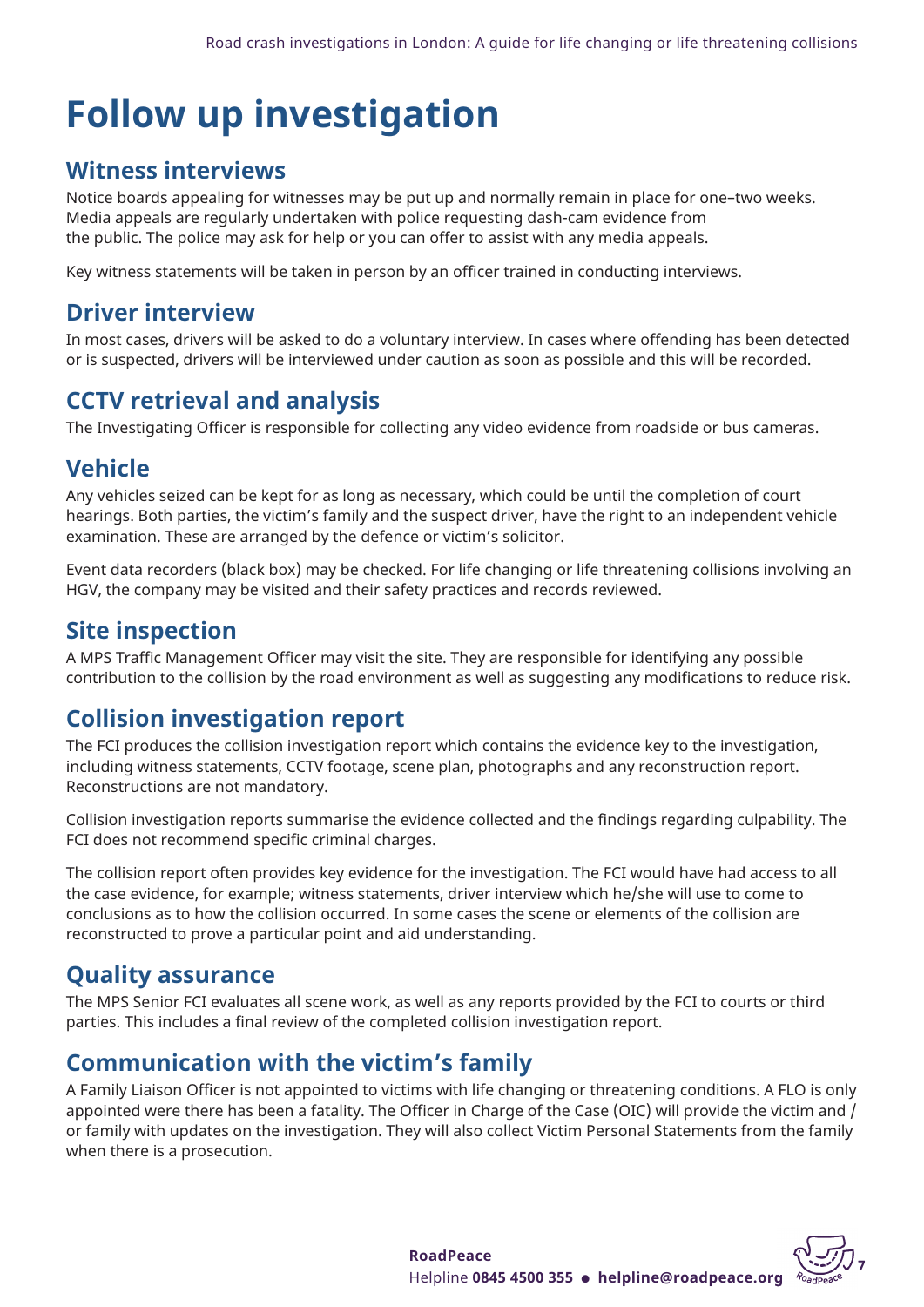# Follow up investigation

## Witness interviews

Notice boards appealing for witnesses may be put up and normally remain in place for one–two weeks. Media appeals are regularly undertaken with police requesting dash-cam evidence from the public. The police may ask for help or you can offer to assist with any media appeals.

Key witness statements will be taken in person by an officer trained in conducting interviews.

## Driver interview

In most cases, drivers will be asked to do a voluntary interview. In cases where offending has been detected or is suspected, drivers will be interviewed under caution as soon as possible and this will be recorded.

## CCTV retrieval and analysis

The Investigating Officer is responsible for collecting any video evidence from roadside or bus cameras.

## Vehicle

Any vehicles seized can be kept for as long as necessary, which could be until the completion of court hearings. Both parties, the victim's family and the suspect driver, have the right to an independent vehicle examination. These are arranged by the defence or victim's solicitor.

Event data recorders (black box) may be checked. For life changing or life threatening collisions involving an HGV, the company may be visited and their safety practices and records reviewed.

## Site inspection

A MPS Traffic Management Officer may visit the site. They are responsible for identifying any possible contribution to the collision by the road environment as well as suggesting any modifications to reduce risk.

## Collision investigation report

The FCI produces the collision investigation report which contains the evidence key to the investigation, including witness statements, CCTV footage, scene plan, photographs and any reconstruction report. Reconstructions are not mandatory.

Collision investigation reports summarise the evidence collected and the findings regarding culpability. The FCI does not recommend specific criminal charges.

The collision report often provides key evidence for the investigation. The FCI would have had access to all the case evidence, for example; witness statements, driver interview which he/she will use to come to conclusions as to how the collision occurred. In some cases the scene or elements of the collision are reconstructed to prove a particular point and aid understanding.

## Quality assurance

The MPS Senior FCI evaluates all scene work, as well as any reports provided by the FCI to courts or third parties. This includes a final review of the completed collision investigation report.

## Communication with the victim's family

A Family Liaison Officer is not appointed to victims with life changing or threatening conditions. A FLO is only appointed were there has been a fatality. The Officer in Charge of the Case (OIC) will provide the victim and / or family with updates on the investigation. They will also collect Victim Personal Statements from the family when there is a prosecution.

**RoadPeace**
Helpline **0845 4500 355** • **helpline@roadpeace.org**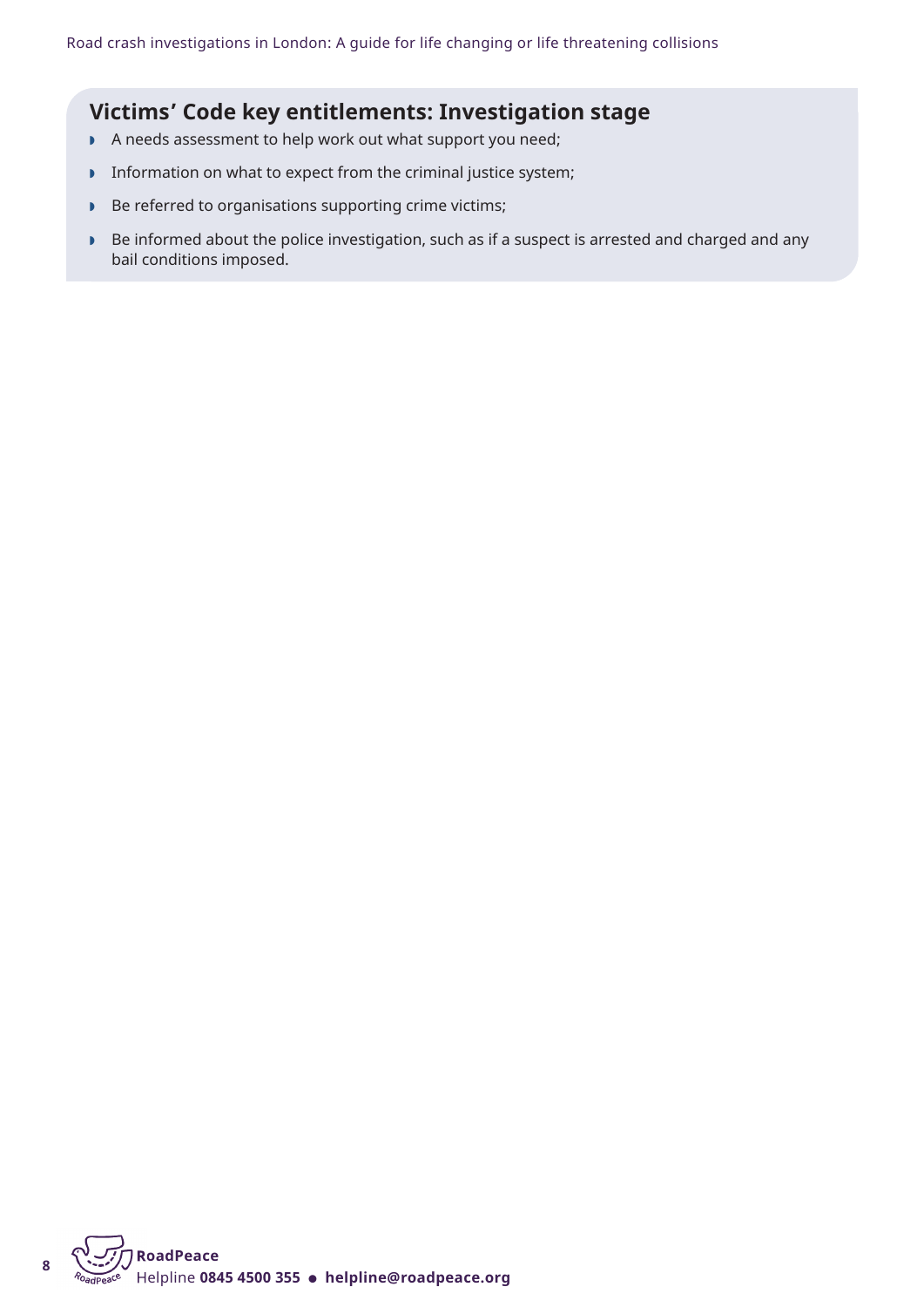## Victims' Code key entitlements: Investigation stage

- A needs assessment to help work out what support you need;
- Information on what to expect from the criminal justice system;
- Be referred to organisations supporting crime victims;
- Be informed about the police investigation, such as if a suspect is arrested and charged and any bail conditions imposed.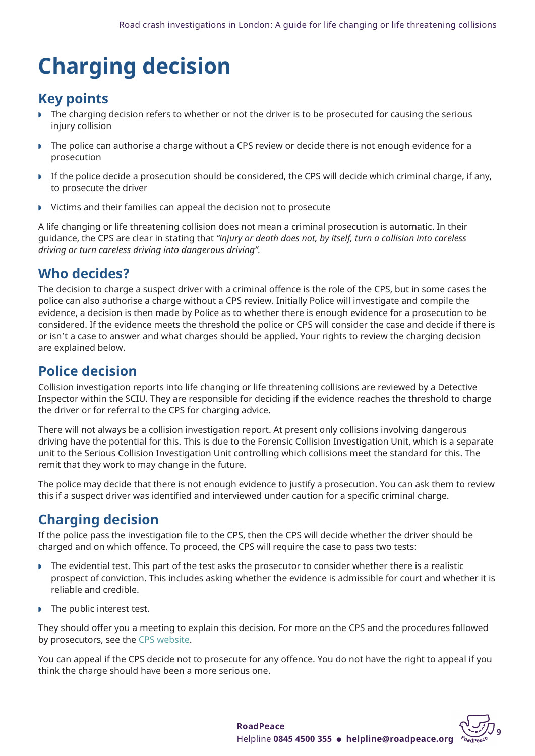# Charging decision

## Key points

- The charging decision refers to whether or not the driver is to be prosecuted for causing the serious injury collision
- The police can authorise a charge without a CPS review or decide there is not enough evidence for a prosecution
- If the police decide a prosecution should be considered, the CPS will decide which criminal charge, if any, to prosecute the driver
- Victims and their families can appeal the decision not to prosecute

A life changing or life threatening collision does not mean a criminal prosecution is automatic. In their guidance, the CPS are clear in stating that *"injury or death does not, by itself, turn a collision into careless driving or turn careless driving into dangerous driving".*

## Who decides?

The decision to charge a suspect driver with a criminal offence is the role of the CPS, but in some cases the police can also authorise a charge without a CPS review. Initially Police will investigate and compile the evidence, a decision is then made by Police as to whether there is enough evidence for a prosecution to be considered. If the evidence meets the threshold the police or CPS will consider the case and decide if there is or isn't a case to answer and what charges should be applied. Your rights to review the charging decision are explained below.

## Police decision

Collision investigation reports into life changing or life threatening collisions are reviewed by a Detective Inspector within the SCIU. They are responsible for deciding if the evidence reaches the threshold to charge the driver or for referral to the CPS for charging advice.

There will not always be a collision investigation report. At present only collisions involving dangerous driving have the potential for this. This is due to the Forensic Collision Investigation Unit, which is a separate unit to the Serious Collision Investigation Unit controlling which collisions meet the standard for this. The remit that they work to may change in the future.

The police may decide that there is not enough evidence to justify a prosecution. You can ask them to review this if a suspect driver was identified and interviewed under caution for a specific criminal charge.

## Charging decision

If the police pass the investigation file to the CPS, then the CPS will decide whether the driver should be charged and on which offence. To proceed, the CPS will require the case to pass two tests:

- The evidential test. This part of the test asks the prosecutor to consider whether there is a realistic prospect of conviction. This includes asking whether the evidence is admissible for court and whether it is reliable and credible.
- The public interest test.

They should offer you a meeting to explain this decision. For more on the CPS and the procedures followed by prosecutors, see the CPS website.

You can appeal if the CPS decide not to prosecute for any offence. You do not have the right to appeal if you think the charge should have been a more serious one.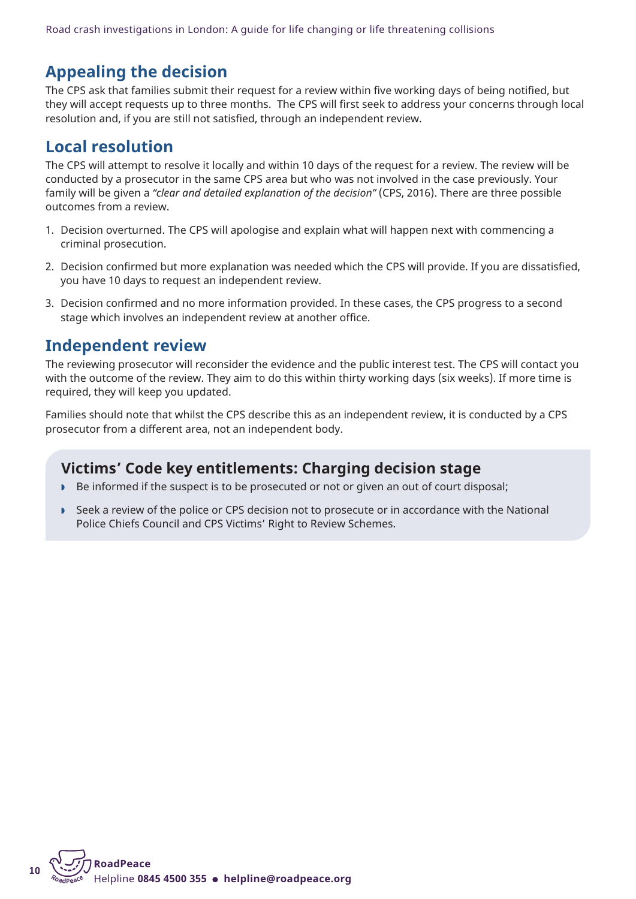## Appealing the decision

The CPS ask that families submit their request for a review within five working days of being notified, but they will accept requests up to three months. The CPS will first seek to address your concerns through local resolution and, if you are still not satisfied, through an independent review.

## Local resolution

The CPS will attempt to resolve it locally and within 10 days of the request for a review. The review will be conducted by a prosecutor in the same CPS area but who was not involved in the case previously. Your family will be given a *"clear and detailed explanation of the decision"* (CPS, 2016). There are three possible outcomes from a review.

1. Decision overturned. The CPS will apologise and explain what will happen next with commencing a criminal prosecution.
2. Decision confirmed but more explanation was needed which the CPS will provide. If you are dissatisfied, you have 10 days to request an independent review.
3. Decision confirmed and no more information provided. In these cases, the CPS progress to a second stage which involves an independent review at another office.

## Independent review

The reviewing prosecutor will reconsider the evidence and the public interest test. The CPS will contact you with the outcome of the review. They aim to do this within thirty working days (six weeks). If more time is required, they will keep you updated.

Families should note that whilst the CPS describe this as an independent review, it is conducted by a CPS prosecutor from a different area, not an independent body.

### Victims' Code key entitlements: Charging decision stage

- Be informed if the suspect is to be prosecuted or not or given an out of court disposal;
- Seek a review of the police or CPS decision not to prosecute or in accordance with the National Police Chiefs Council and CPS Victims' Right to Review Schemes.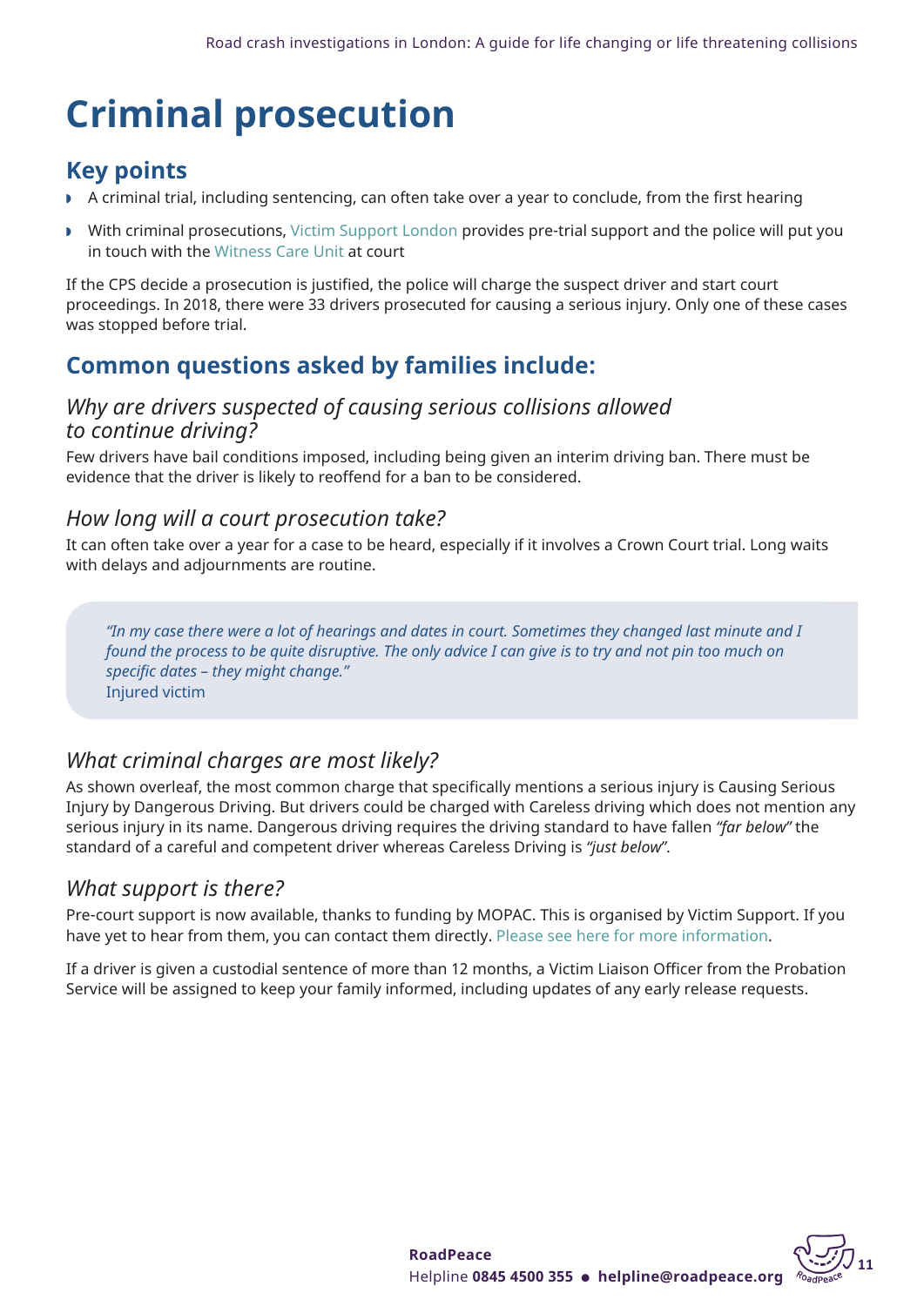# Criminal prosecution

## Key points

- A criminal trial, including sentencing, can often take over a year to conclude, from the first hearing
- With criminal prosecutions, Victim Support London provides pre-trial support and the police will put you in touch with the Witness Care Unit at court

If the CPS decide a prosecution is justified, the police will charge the suspect driver and start court proceedings. In 2018, there were 33 drivers prosecuted for causing a serious injury. Only one of these cases was stopped before trial.

## Common questions asked by families include:

### *Why are drivers suspected of causing serious collisions allowed to continue driving?*

Few drivers have bail conditions imposed, including being given an interim driving ban. There must be evidence that the driver is likely to reoffend for a ban to be considered.

### *How long will a court prosecution take?*

It can often take over a year for a case to be heard, especially if it involves a Crown Court trial. Long waits with delays and adjournments are routine.

> *"In my case there were a lot of hearings and dates in court. Sometimes they changed last minute and I found the process to be quite disruptive. The only advice I can give is to try and not pin too much on specific dates – they might change."*
> Injured victim

### *What criminal charges are most likely?*

As shown overleaf, the most common charge that specifically mentions a serious injury is Causing Serious Injury by Dangerous Driving. But drivers could be charged with Careless driving which does not mention any serious injury in its name. Dangerous driving requires the driving standard to have fallen *"far below"* the standard of a careful and competent driver whereas Careless Driving is *"just below"*.

### *What support is there?*

Pre-court support is now available, thanks to funding by MOPAC. This is organised by Victim Support. If you have yet to hear from them, you can contact them directly. Please see here for more information.

If a driver is given a custodial sentence of more than 12 months, a Victim Liaison Officer from the Probation Service will be assigned to keep your family informed, including updates of any early release requests.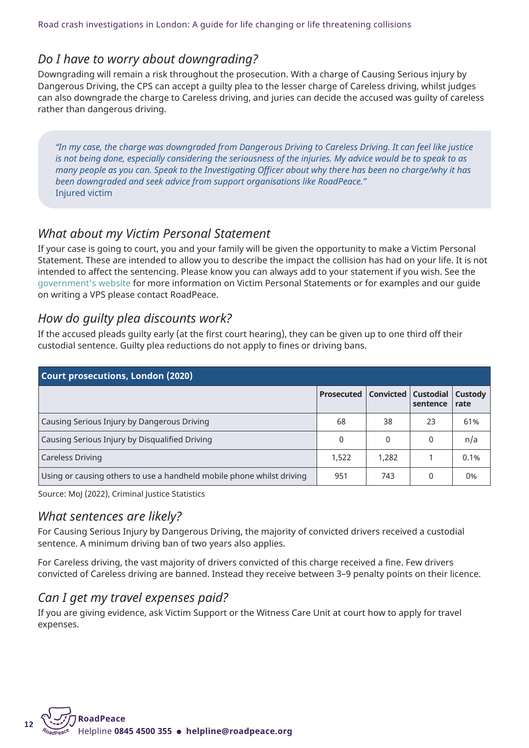## *Do I have to worry about downgrading?*

Downgrading will remain a risk throughout the prosecution. With a charge of Causing Serious injury by Dangerous Driving, the CPS can accept a guilty plea to the lesser charge of Careless driving, whilst judges can also downgrade the charge to Careless driving, and juries can decide the accused was guilty of careless rather than dangerous driving.

> *"In my case, the charge was downgraded from Dangerous Driving to Careless Driving. It can feel like justice is not being done, especially considering the seriousness of the injuries. My advice would be to speak to as many people as you can. Speak to the Investigating Officer about why there has been no charge/why it has been downgraded and seek advice from support organisations like RoadPeace."*
> Injured victim

## *What about my Victim Personal Statement*

If your case is going to court, you and your family will be given the opportunity to make a Victim Personal Statement. These are intended to allow you to describe the impact the collision has had on your life. It is not intended to affect the sentencing. Please know you can always add to your statement if you wish. See the government's website for more information on Victim Personal Statements or for examples and our guide on writing a VPS please contact RoadPeace.

## *How do guilty plea discounts work?*

If the accused pleads guilty early (at the first court hearing), they can be given up to one third off their custodial sentence. Guilty plea reductions do not apply to fines or driving bans.

**Court prosecutions, London (2020)**

| | Prosecuted | Convicted | Custodial sentence | Custody rate |
|---|---|---|---|---|
| Causing Serious Injury by Dangerous Driving | 68 | 38 | 23 | 61% |
| Causing Serious Injury by Disqualified Driving | 0 | 0 | 0 | n/a |
| Careless Driving | 1,522 | 1,282 | 1 | 0.1% |
| Using or causing others to use a handheld mobile phone whilst driving | 951 | 743 | 0 | 0% |

Source: MoJ (2022), Criminal Justice Statistics

## *What sentences are likely?*

For Causing Serious Injury by Dangerous Driving, the majority of convicted drivers received a custodial sentence. A minimum driving ban of two years also applies.

For Careless driving, the vast majority of drivers convicted of this charge received a fine. Few drivers convicted of Careless driving are banned. Instead they receive between 3–9 penalty points on their licence.

## *Can I get my travel expenses paid?*

If you are giving evidence, ask Victim Support or the Witness Care Unit at court how to apply for travel expenses.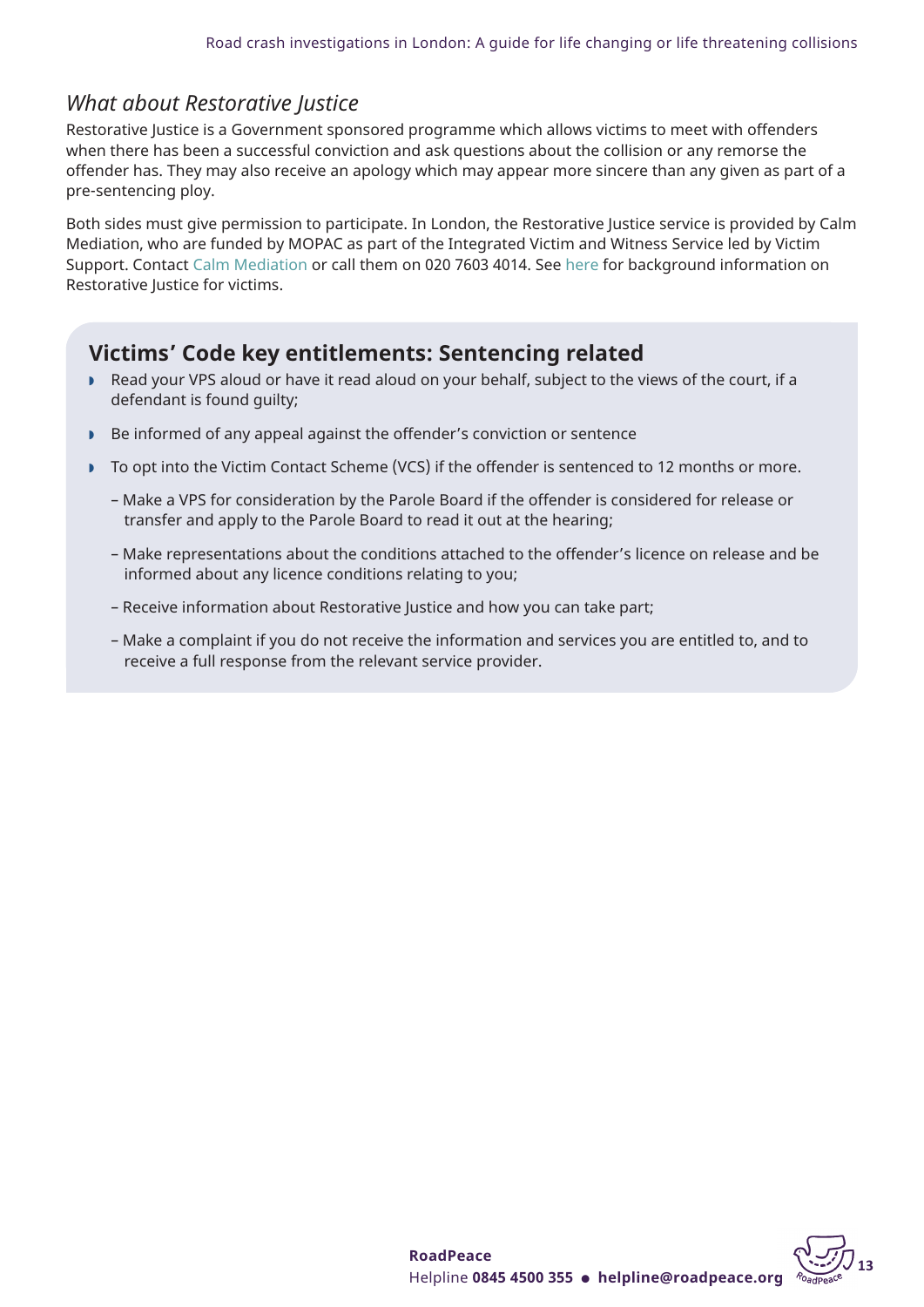*What about Restorative Justice*

Restorative Justice is a Government sponsored programme which allows victims to meet with offenders when there has been a successful conviction and ask questions about the collision or any remorse the offender has. They may also receive an apology which may appear more sincere than any given as part of a pre-sentencing ploy.

Both sides must give permission to participate. In London, the Restorative Justice service is provided by Calm Mediation, who are funded by MOPAC as part of the Integrated Victim and Witness Service led by Victim Support. Contact Calm Mediation or call them on 020 7603 4014. See here for background information on Restorative Justice for victims.

## Victims' Code key entitlements: Sentencing related

- Read your VPS aloud or have it read aloud on your behalf, subject to the views of the court, if a defendant is found guilty;
- Be informed of any appeal against the offender's conviction or sentence
- To opt into the Victim Contact Scheme (VCS) if the offender is sentenced to 12 months or more.
  - Make a VPS for consideration by the Parole Board if the offender is considered for release or transfer and apply to the Parole Board to read it out at the hearing;
  - Make representations about the conditions attached to the offender's licence on release and be informed about any licence conditions relating to you;
  - Receive information about Restorative Justice and how you can take part;
  - Make a complaint if you do not receive the information and services you are entitled to, and to receive a full response from the relevant service provider.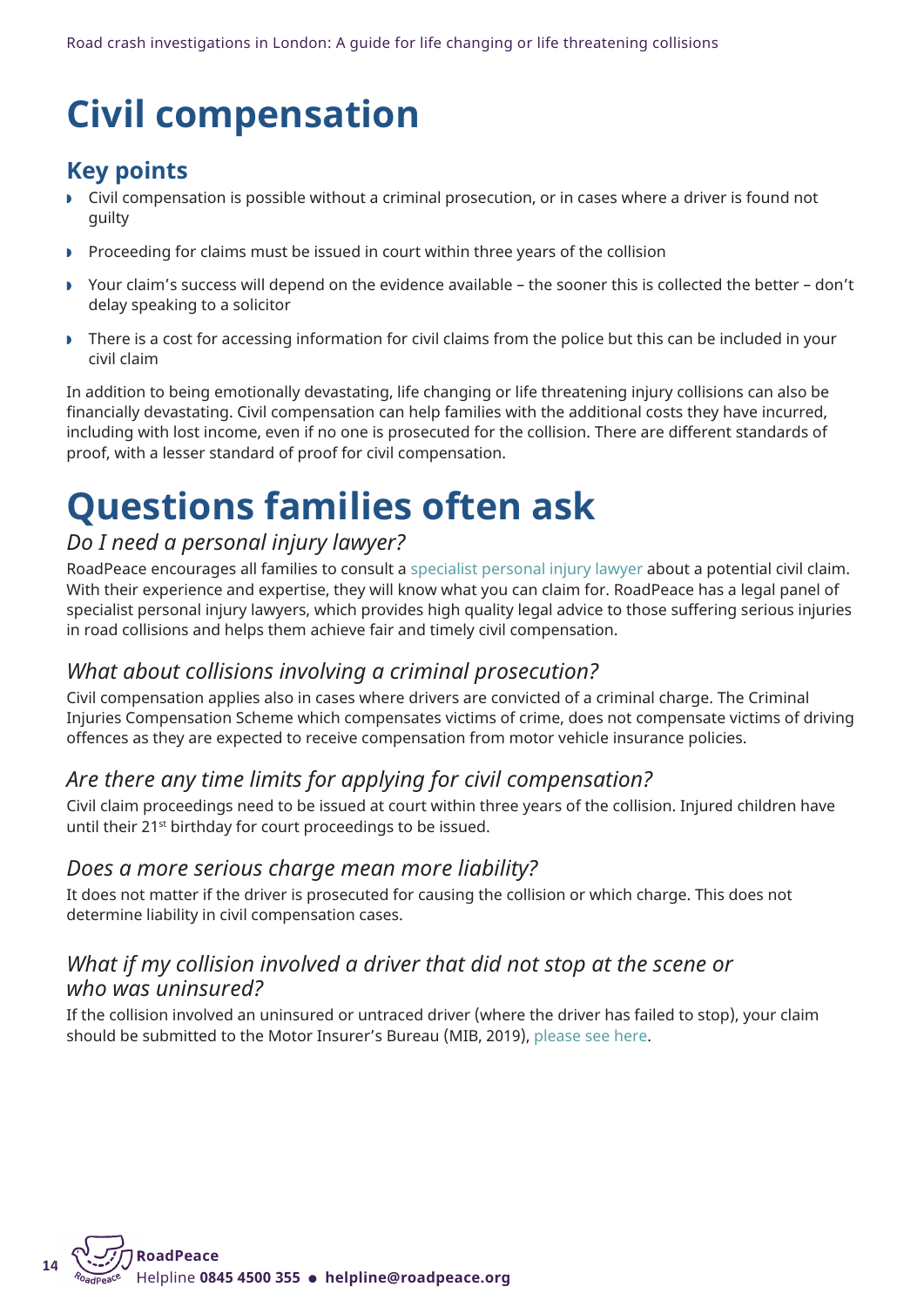# Civil compensation

## Key points

- Civil compensation is possible without a criminal prosecution, or in cases where a driver is found not guilty
- Proceeding for claims must be issued in court within three years of the collision
- Your claim's success will depend on the evidence available – the sooner this is collected the better – don't delay speaking to a solicitor
- There is a cost for accessing information for civil claims from the police but this can be included in your civil claim

In addition to being emotionally devastating, life changing or life threatening injury collisions can also be financially devastating. Civil compensation can help families with the additional costs they have incurred, including with lost income, even if no one is prosecuted for the collision. There are different standards of proof, with a lesser standard of proof for civil compensation.

# Questions families often ask

### *Do I need a personal injury lawyer?*

RoadPeace encourages all families to consult a specialist personal injury lawyer about a potential civil claim. With their experience and expertise, they will know what you can claim for. RoadPeace has a legal panel of specialist personal injury lawyers, which provides high quality legal advice to those suffering serious injuries in road collisions and helps them achieve fair and timely civil compensation.

### *What about collisions involving a criminal prosecution?*

Civil compensation applies also in cases where drivers are convicted of a criminal charge. The Criminal Injuries Compensation Scheme which compensates victims of crime, does not compensate victims of driving offences as they are expected to receive compensation from motor vehicle insurance policies.

### *Are there any time limits for applying for civil compensation?*

Civil claim proceedings need to be issued at court within three years of the collision. Injured children have until their 21st birthday for court proceedings to be issued.

### *Does a more serious charge mean more liability?*

It does not matter if the driver is prosecuted for causing the collision or which charge. This does not determine liability in civil compensation cases.

### *What if my collision involved a driver that did not stop at the scene or who was uninsured?*

If the collision involved an uninsured or untraced driver (where the driver has failed to stop), your claim should be submitted to the Motor Insurer's Bureau (MIB, 2019), please see here.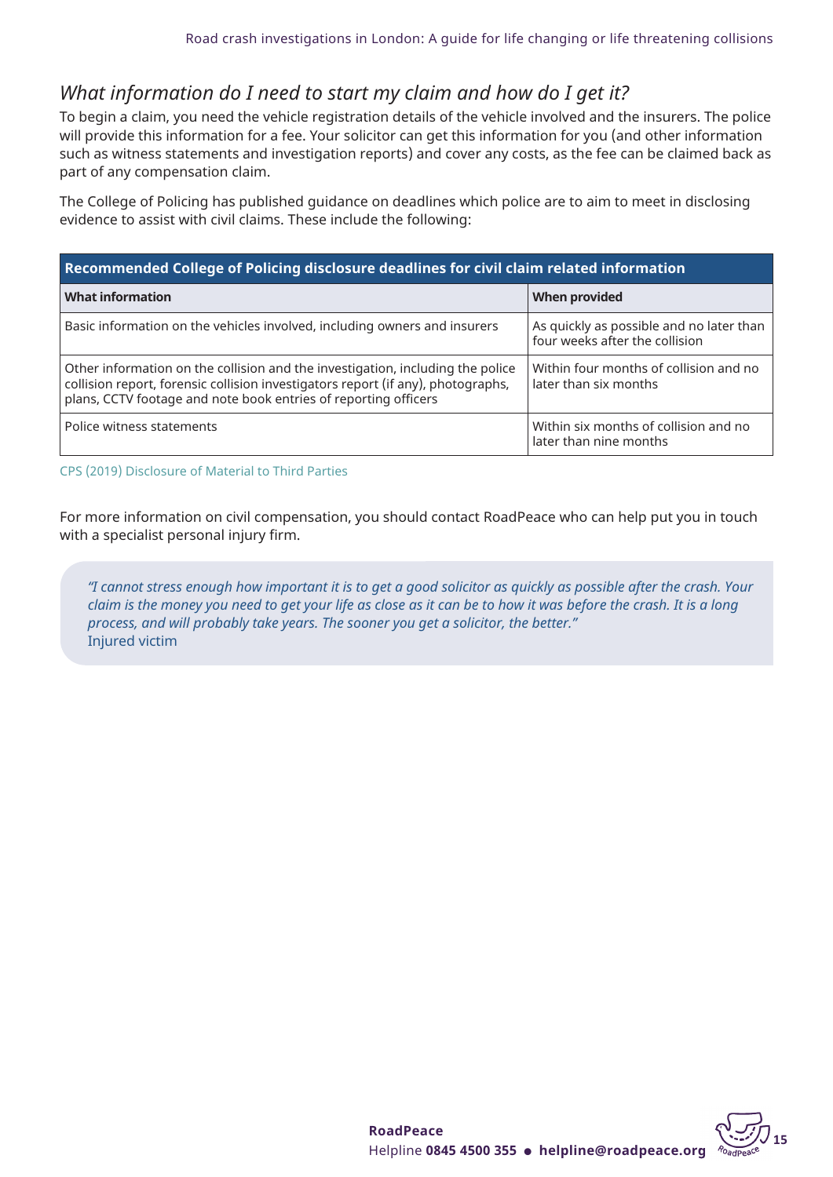### *What information do I need to start my claim and how do I get it?*

To begin a claim, you need the vehicle registration details of the vehicle involved and the insurers. The police will provide this information for a fee. Your solicitor can get this information for you (and other information such as witness statements and investigation reports) and cover any costs, as the fee can be claimed back as part of any compensation claim.

The College of Policing has published guidance on deadlines which police are to aim to meet in disclosing evidence to assist with civil claims. These include the following:

| **Recommended College of Policing disclosure deadlines for civil claim related information** | |
|---|---|
| **What information** | **When provided** |
| Basic information on the vehicles involved, including owners and insurers | As quickly as possible and no later than four weeks after the collision |
| Other information on the collision and the investigation, including the police collision report, forensic collision investigators report (if any), photographs, plans, CCTV footage and note book entries of reporting officers | Within four months of collision and no later than six months |
| Police witness statements | Within six months of collision and no later than nine months |

CPS (2019) Disclosure of Material to Third Parties

For more information on civil compensation, you should contact RoadPeace who can help put you in touch with a specialist personal injury firm.

> *"I cannot stress enough how important it is to get a good solicitor as quickly as possible after the crash. Your claim is the money you need to get your life as close as it can be to how it was before the crash. It is a long process, and will probably take years. The sooner you get a solicitor, the better."*
> Injured victim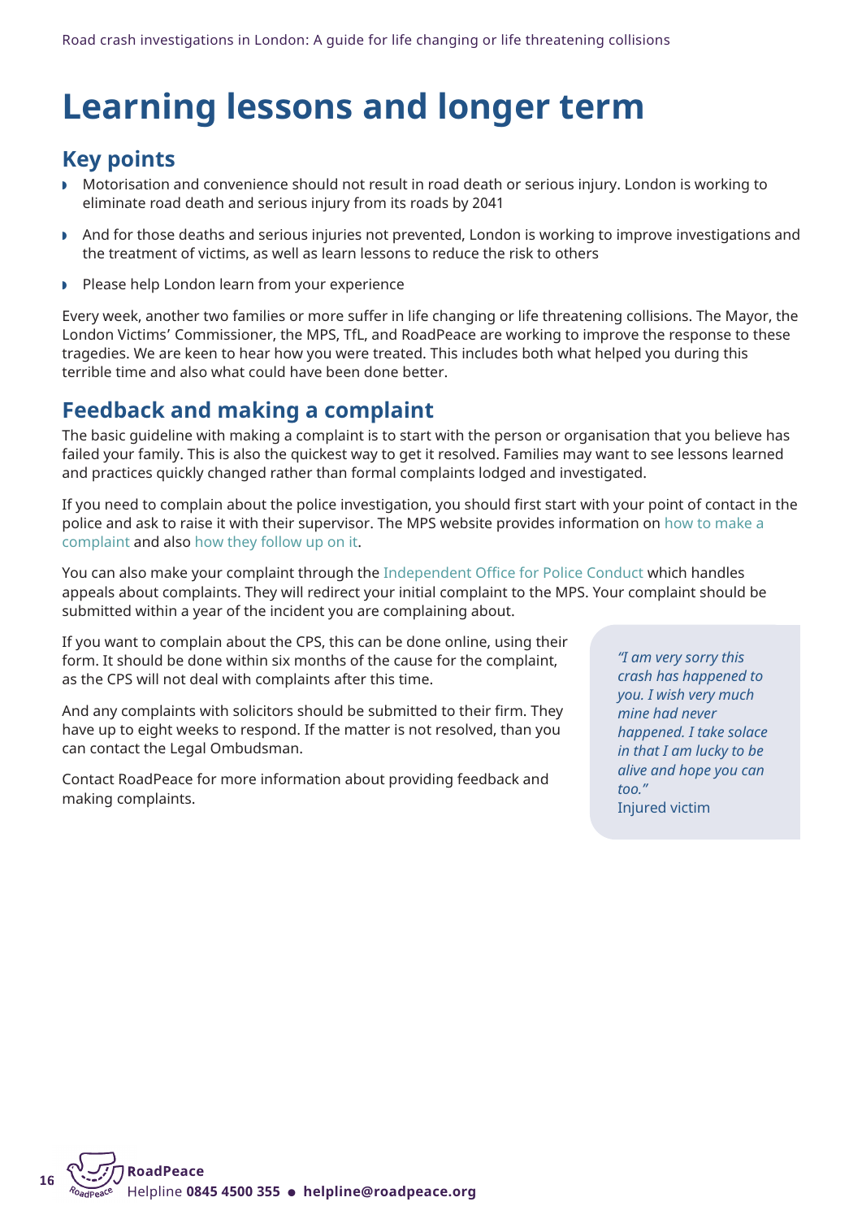# Learning lessons and longer term

## Key points

- Motorisation and convenience should not result in road death or serious injury. London is working to eliminate road death and serious injury from its roads by 2041
- And for those deaths and serious injuries not prevented, London is working to improve investigations and the treatment of victims, as well as learn lessons to reduce the risk to others
- Please help London learn from your experience

Every week, another two families or more suffer in life changing or life threatening collisions. The Mayor, the London Victims' Commissioner, the MPS, TfL, and RoadPeace are working to improve the response to these tragedies. We are keen to hear how you were treated. This includes both what helped you during this terrible time and also what could have been done better.

## Feedback and making a complaint

The basic guideline with making a complaint is to start with the person or organisation that you believe has failed your family. This is also the quickest way to get it resolved. Families may want to see lessons learned and practices quickly changed rather than formal complaints lodged and investigated.

If you need to complain about the police investigation, you should first start with your point of contact in the police and ask to raise it with their supervisor. The MPS website provides information on how to make a complaint and also how they follow up on it.

You can also make your complaint through the Independent Office for Police Conduct which handles appeals about complaints. They will redirect your initial complaint to the MPS. Your complaint should be submitted within a year of the incident you are complaining about.

If you want to complain about the CPS, this can be done online, using their form. It should be done within six months of the cause for the complaint, as the CPS will not deal with complaints after this time.

And any complaints with solicitors should be submitted to their firm. They have up to eight weeks to respond. If the matter is not resolved, than you can contact the Legal Ombudsman.

Contact RoadPeace for more information about providing feedback and making complaints.

> *"I am very sorry this crash has happened to you. I wish very much mine had never happened. I take solace in that I am lucky to be alive and hope you can too."*
> Injured victim

**RoadPeace**
Helpline **0845 4500 355** • **helpline@roadpeace.org**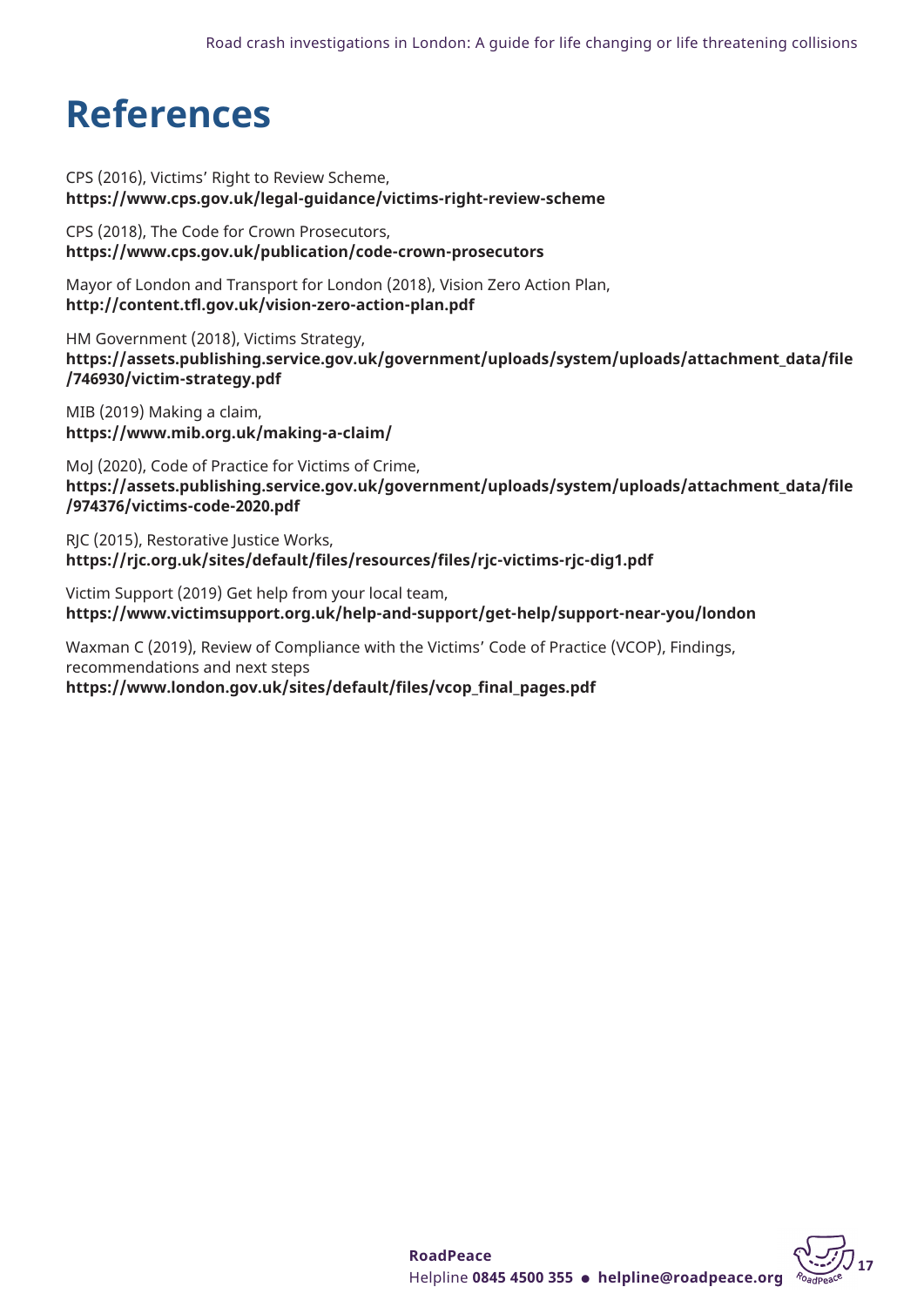# References

CPS (2016), Victims' Right to Review Scheme,
**https://www.cps.gov.uk/legal-guidance/victims-right-review-scheme**

CPS (2018), The Code for Crown Prosecutors,
**https://www.cps.gov.uk/publication/code-crown-prosecutors**

Mayor of London and Transport for London (2018), Vision Zero Action Plan,
**http://content.tfl.gov.uk/vision-zero-action-plan.pdf**

HM Government (2018), Victims Strategy,
**https://assets.publishing.service.gov.uk/government/uploads/system/uploads/attachment_data/file/746930/victim-strategy.pdf**

MIB (2019) Making a claim,
**https://www.mib.org.uk/making-a-claim/**

MoJ (2020), Code of Practice for Victims of Crime,
**https://assets.publishing.service.gov.uk/government/uploads/system/uploads/attachment_data/file/974376/victims-code-2020.pdf**

RJC (2015), Restorative Justice Works,
**https://rjc.org.uk/sites/default/files/resources/files/rjc-victims-rjc-dig1.pdf**

Victim Support (2019) Get help from your local team,
**https://www.victimsupport.org.uk/help-and-support/get-help/support-near-you/london**

Waxman C (2019), Review of Compliance with the Victims' Code of Practice (VCOP), Findings, recommendations and next steps
**https://www.london.gov.uk/sites/default/files/vcop_final_pages.pdf**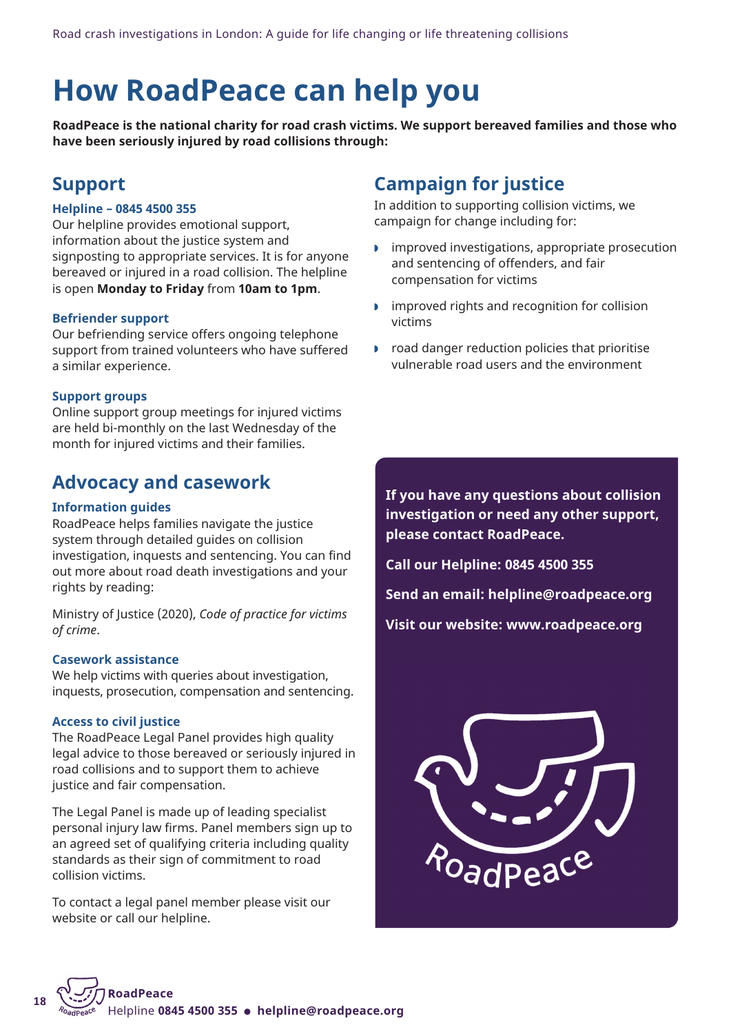# How RoadPeace can help you

**RoadPeace is the national charity for road crash victims. We support bereaved families and those who have been seriously injured by road collisions through:**

## Support

### Helpline – 0845 4500 355

Our helpline provides emotional support, information about the justice system and signposting to appropriate services. It is for anyone bereaved or injured in a road collision. The helpline is open **Monday to Friday** from **10am to 1pm**.

### Befriender support

Our befriending service offers ongoing telephone support from trained volunteers who have suffered a similar experience.

### Support groups

Online support group meetings for injured victims are held bi-monthly on the last Wednesday of the month for injured victims and their families.

## Advocacy and casework

### Information guides

RoadPeace helps families navigate the justice system through detailed guides on collision investigation, inquests and sentencing. You can find out more about road death investigations and your rights by reading:

Ministry of Justice (2020), *Code of practice for victims of crime*.

### Casework assistance

We help victims with queries about investigation, inquests, prosecution, compensation and sentencing.

### Access to civil justice

The RoadPeace Legal Panel provides high quality legal advice to those bereaved or seriously injured in road collisions and to support them to achieve justice and fair compensation.

The Legal Panel is made up of leading specialist personal injury law firms. Panel members sign up to an agreed set of qualifying criteria including quality standards as their sign of commitment to road collision victims.

To contact a legal panel member please visit our website or call our helpline.

## Campaign for justice

In addition to supporting collision victims, we campaign for change including for:

- improved investigations, appropriate prosecution and sentencing of offenders, and fair compensation for victims
- improved rights and recognition for collision victims
- road danger reduction policies that prioritise vulnerable road users and the environment

**If you have any questions about collision investigation or need any other support, please contact RoadPeace.**

**Call our Helpline: 0845 4500 355**

**Send an email: helpline@roadpeace.org**

**Visit our website: www.roadpeace.org**

RoadPeace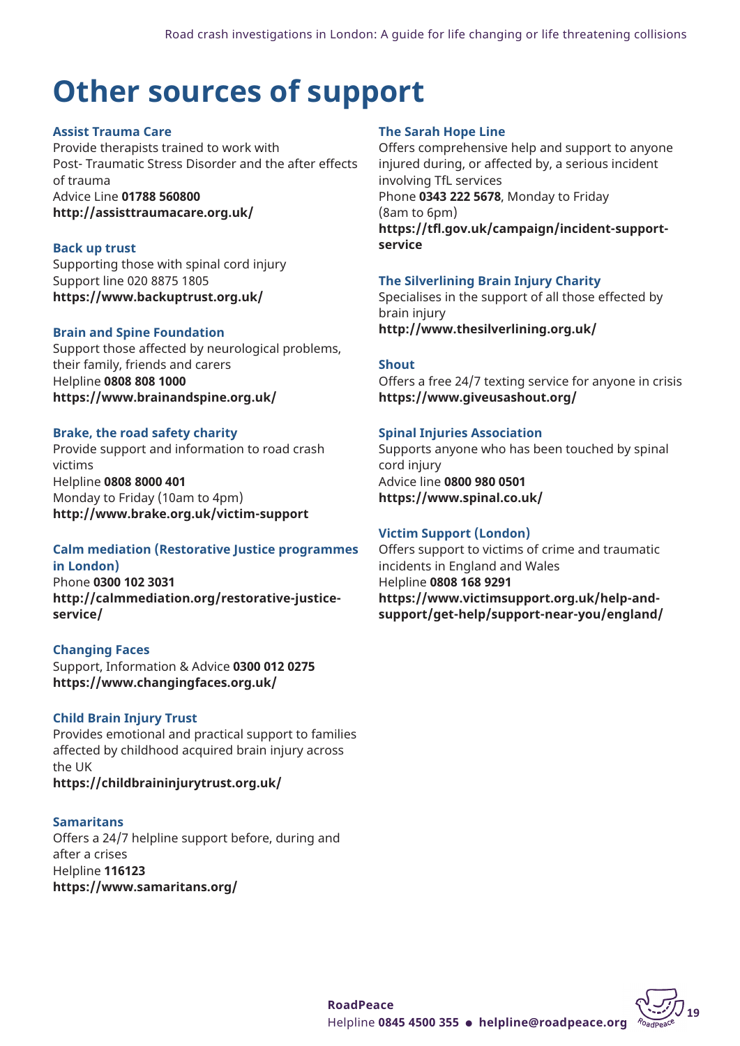# Other sources of support

### Assist Trauma Care

Provide therapists trained to work with Post- Traumatic Stress Disorder and the after effects of trauma
Advice Line **01788 560800**
**http://assisttraumacare.org.uk/**

### Back up trust

Supporting those with spinal cord injury
Support line 020 8875 1805
**https://www.backuptrust.org.uk/**

### Brain and Spine Foundation

Support those affected by neurological problems, their family, friends and carers
Helpline **0808 808 1000**
**https://www.brainandspine.org.uk/**

### Brake, the road safety charity

Provide support and information to road crash victims
Helpline **0808 8000 401**
Monday to Friday (10am to 4pm)
**http://www.brake.org.uk/victim-support**

### Calm mediation (Restorative Justice programmes in London)

Phone **0300 102 3031**
**http://calmmediation.org/restorative-justice-service/**

### Changing Faces

Support, Information & Advice **0300 012 0275**
**https://www.changingfaces.org.uk/**

### Child Brain Injury Trust

Provides emotional and practical support to families affected by childhood acquired brain injury across the UK
**https://childbraininjurytrust.org.uk/**

### Samaritans

Offers a 24/7 helpline support before, during and after a crises
Helpline **116123**
**https://www.samaritans.org/**

### The Sarah Hope Line

Offers comprehensive help and support to anyone injured during, or affected by, a serious incident involving TfL services
Phone **0343 222 5678**, Monday to Friday (8am to 6pm)
**https://tfl.gov.uk/campaign/incident-support-service**

### The Silverlining Brain Injury Charity

Specialises in the support of all those effected by brain injury
**http://www.thesilverlining.org.uk/**

### Shout

Offers a free 24/7 texting service for anyone in crisis
**https://www.giveusashout.org/**

### Spinal Injuries Association

Supports anyone who has been touched by spinal cord injury
Advice line **0800 980 0501**
**https://www.spinal.co.uk/**

### Victim Support (London)

Offers support to victims of crime and traumatic incidents in England and Wales
Helpline **0808 168 9291**
**https://www.victimsupport.org.uk/help-and-support/get-help/support-near-you/england/**

**RoadPeace**
Helpline **0845 4500 355** • **helpline@roadpeace.org**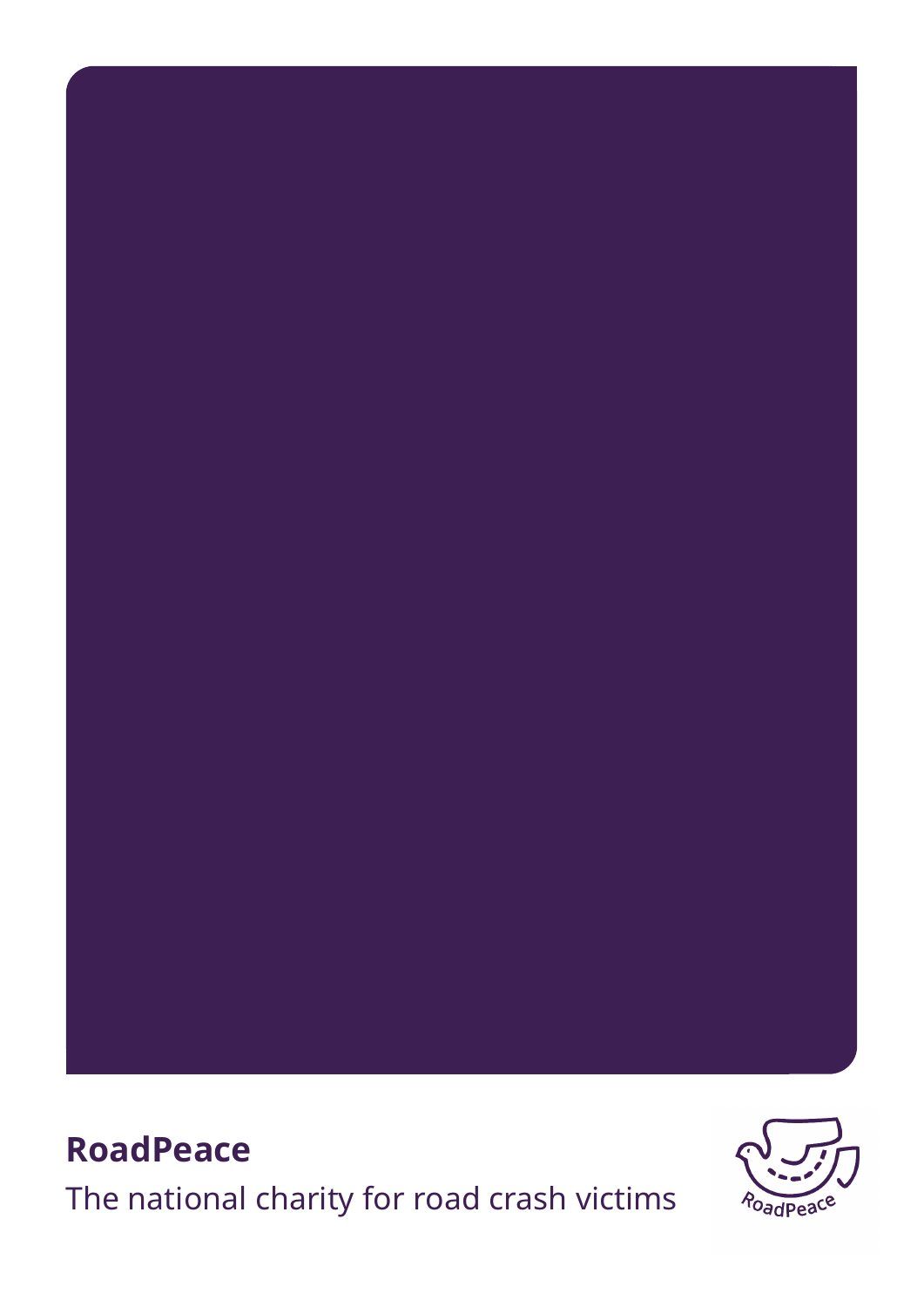**RoadPeace**

The national charity for road crash victims